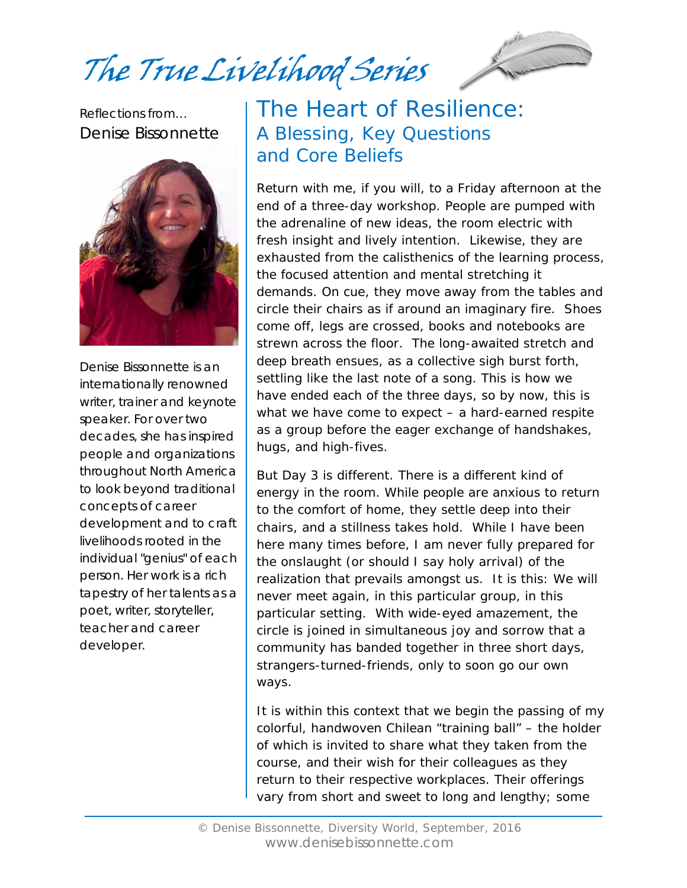# The True Livelihood Series

Reflections from...
Denise Bissonnette

Denise Bissonnette is an internationally renowned writer, trainer and keynote speaker. For over two decades, she has inspired people and organizations throughout North America to look beyond traditional concepts of career development and to craft livelihoods rooted in the individual "genius" of each person. Her work is a rich tapestry of her talents as a poet, writer, storyteller, teacher and career developer.

## The Heart of Resilience: A Blessing, Key Questions and Core Beliefs

Return with me, if you will, to a Friday afternoon at the end of a three-day workshop. People are pumped with the adrenaline of new ideas, the room electric with fresh insight and lively intention. Likewise, they are exhausted from the calisthenics of the learning process, the focused attention and mental stretching it demands. On cue, they move away from the tables and circle their chairs as if around an imaginary fire. Shoes come off, legs are crossed, books and notebooks are strewn across the floor. The long-awaited stretch and deep breath ensues, as a collective sigh burst forth, settling like the last note of a song. This is how we have ended each of the three days, so by now, this is what we have come to expect – a hard-earned respite as a group before the eager exchange of handshakes, hugs, and high-fives.

But Day 3 is different. There is a different kind of energy in the room. While people are anxious to return to the comfort of home, they settle deep into their chairs, and a stillness takes hold. While I have been here many times before, I am never fully prepared for the onslaught (or should I say holy arrival) of the realization that prevails amongst us. It is this: We will never meet again, in this particular group, in this particular setting. With wide-eyed amazement, the circle is joined in simultaneous joy and sorrow that a community has banded together in three short days, strangers-turned-friends, only to soon go our own ways.

It is within this context that we begin the passing of my colorful, handwoven Chilean "training ball" – the holder of which is invited to share what they taken from the course, and their wish for their colleagues as they return to their respective workplaces. Their offerings vary from short and sweet to long and lengthy; some

© Denise Bissonnette, Diversity World, September, 2016
www.denisebissonnette.com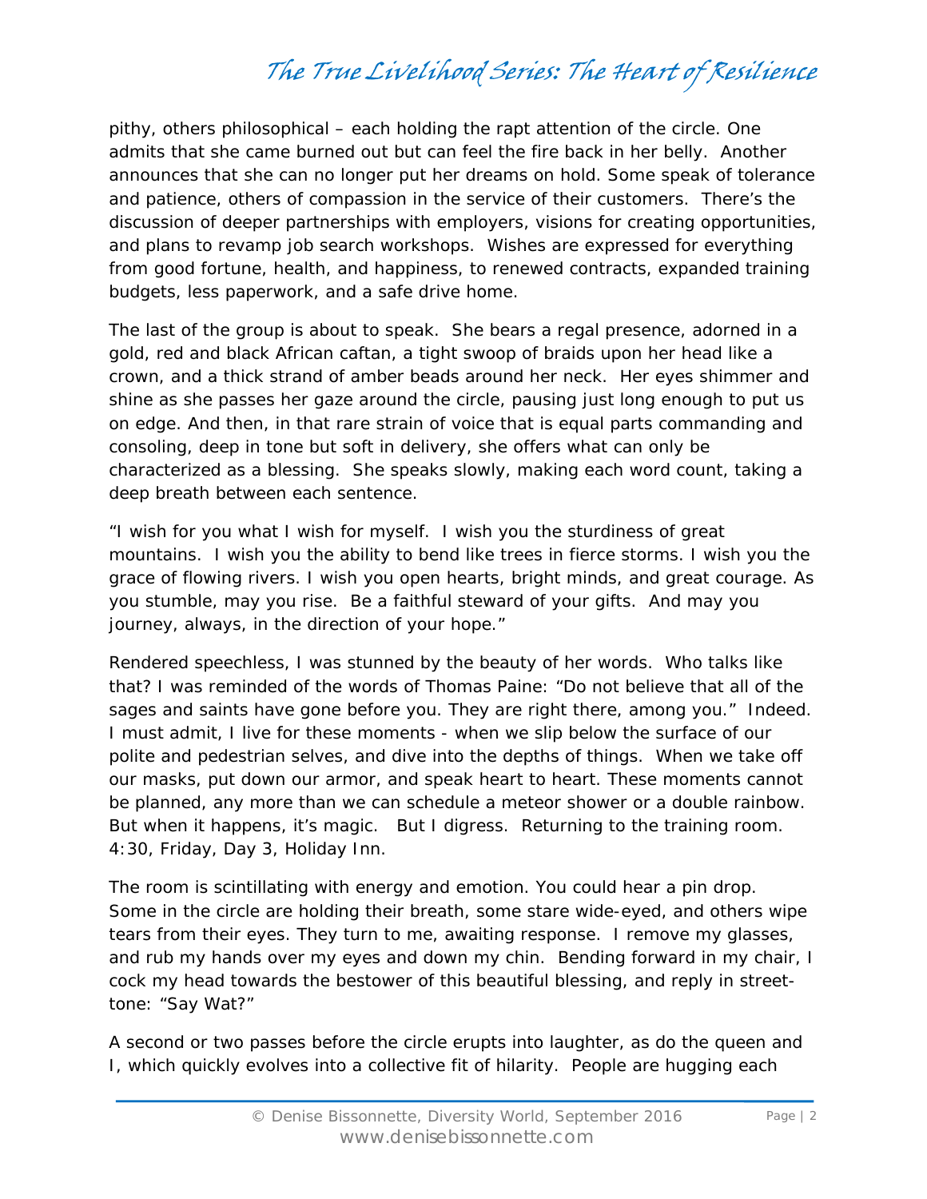pithy, others philosophical – each holding the rapt attention of the circle. One admits that she came burned out but can feel the fire back in her belly. Another announces that she can no longer put her dreams on hold. Some speak of tolerance and patience, others of compassion in the service of their customers. There's the discussion of deeper partnerships with employers, visions for creating opportunities, and plans to revamp job search workshops. Wishes are expressed for everything from good fortune, health, and happiness, to renewed contracts, expanded training budgets, less paperwork, and a safe drive home.

The last of the group is about to speak. She bears a regal presence, adorned in a gold, red and black African caftan, a tight swoop of braids upon her head like a crown, and a thick strand of amber beads around her neck. Her eyes shimmer and shine as she passes her gaze around the circle, pausing just long enough to put us on edge. And then, in that rare strain of voice that is equal parts commanding and consoling, deep in tone but soft in delivery, she offers what can only be characterized as a blessing. She speaks slowly, making each word count, taking a deep breath between each sentence.

"I wish for you what I wish for myself. I wish you the sturdiness of great mountains. I wish you the ability to bend like trees in fierce storms. I wish you the grace of flowing rivers. I wish you open hearts, bright minds, and great courage. As you stumble, may you rise. Be a faithful steward of your gifts. And may you journey, always, in the direction of your hope."

Rendered speechless, I was stunned by the beauty of her words. Who talks like that? I was reminded of the words of Thomas Paine: "Do not believe that all of the sages and saints have gone before you. They are right there, among you." Indeed. I must admit, I live for these moments - when we slip below the surface of our polite and pedestrian selves, and dive into the depths of things. When we take off our masks, put down our armor, and speak heart to heart. These moments cannot be planned, any more than we can schedule a meteor shower or a double rainbow. But when it happens, it's magic. But I digress. Returning to the training room. 4:30, Friday, Day 3, Holiday Inn.

The room is scintillating with energy and emotion. You could hear a pin drop. Some in the circle are holding their breath, some stare wide-eyed, and others wipe tears from their eyes. They turn to me, awaiting response. I remove my glasses, and rub my hands over my eyes and down my chin. Bending forward in my chair, I cock my head towards the bestower of this beautiful blessing, and reply in street-tone: "Say Wat?"

A second or two passes before the circle erupts into laughter, as do the queen and I, which quickly evolves into a collective fit of hilarity. People are hugging each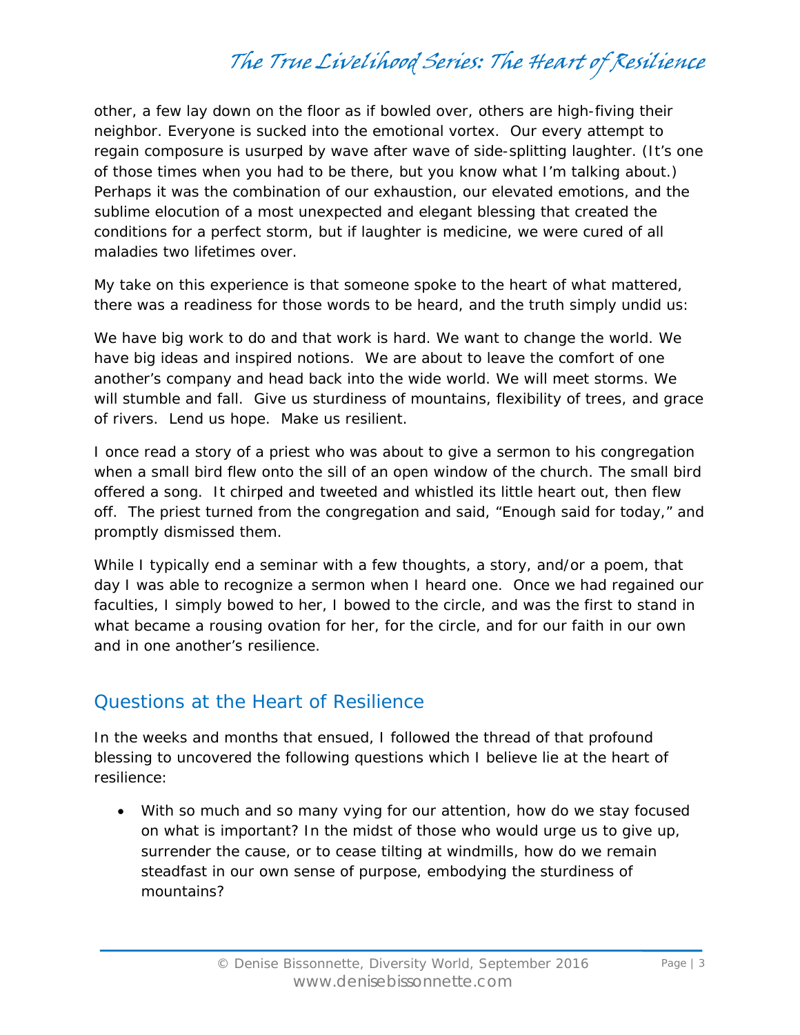other, a few lay down on the floor as if bowled over, others are high-fiving their neighbor. Everyone is sucked into the emotional vortex. Our every attempt to regain composure is usurped by wave after wave of side-splitting laughter. (It's one of those times when you had to be there, but you know what I'm talking about.) Perhaps it was the combination of our exhaustion, our elevated emotions, and the sublime elocution of a most unexpected and elegant blessing that created the conditions for a perfect storm, but if laughter is medicine, we were cured of all maladies two lifetimes over.

My take on this experience is that someone spoke to the heart of what mattered, there was a readiness for those words to be heard, and the truth simply undid us:

We have big work to do and that work is hard. We want to change the world. We have big ideas and inspired notions. We are about to leave the comfort of one another's company and head back into the wide world. We will meet storms. We will stumble and fall. Give us sturdiness of mountains, flexibility of trees, and grace of rivers. Lend us hope. Make us resilient.

I once read a story of a priest who was about to give a sermon to his congregation when a small bird flew onto the sill of an open window of the church. The small bird offered a song. It chirped and tweeted and whistled its little heart out, then flew off. The priest turned from the congregation and said, "Enough said for today," and promptly dismissed them.

While I typically end a seminar with a few thoughts, a story, and/or a poem, that day I was able to recognize a sermon when I heard one. Once we had regained our faculties, I simply bowed to her, I bowed to the circle, and was the first to stand in what became a rousing ovation for her, for the circle, and for our faith in our own and in one another's resilience.

## Questions at the Heart of Resilience

In the weeks and months that ensued, I followed the thread of that profound blessing to uncovered the following questions which I believe lie at the heart of resilience:

- With so much and so many vying for our attention, how do we stay focused on what is important? In the midst of those who would urge us to give up, surrender the cause, or to cease tilting at windmills, how do we remain steadfast in our own sense of purpose, embodying the sturdiness of mountains?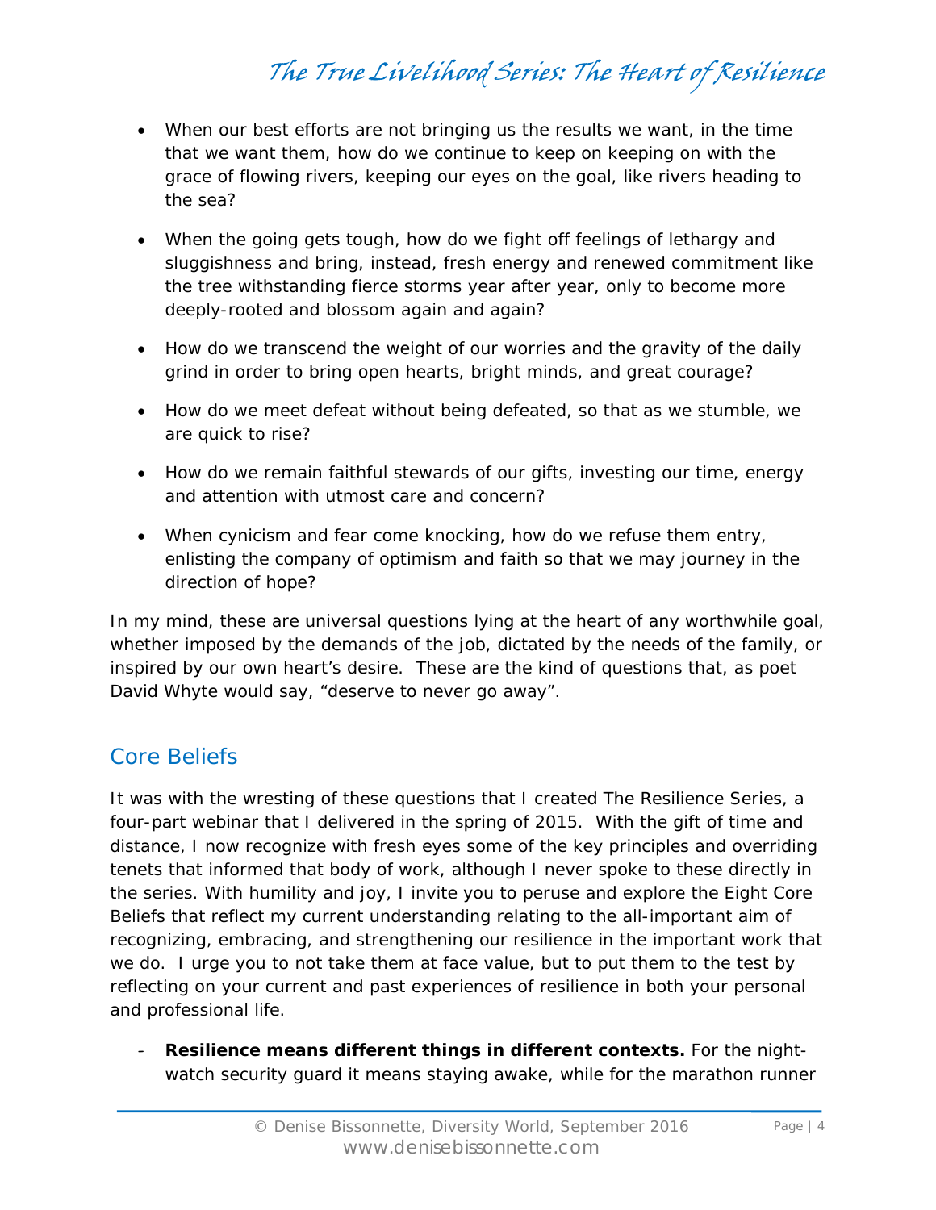- When our best efforts are not bringing us the results we want, in the time that we want them, how do we continue to keep on keeping on with the grace of flowing rivers, keeping our eyes on the goal, like rivers heading to the sea?

- When the going gets tough, how do we fight off feelings of lethargy and sluggishness and bring, instead, fresh energy and renewed commitment like the tree withstanding fierce storms year after year, only to become more deeply-rooted and blossom again and again?

- How do we transcend the weight of our worries and the gravity of the daily grind in order to bring open hearts, bright minds, and great courage?

- How do we meet defeat without being defeated, so that as we stumble, we are quick to rise?

- How do we remain faithful stewards of our gifts, investing our time, energy and attention with utmost care and concern?

- When cynicism and fear come knocking, how do we refuse them entry, enlisting the company of optimism and faith so that we may journey in the direction of hope?

In my mind, these are universal questions lying at the heart of any worthwhile goal, whether imposed by the demands of the job, dictated by the needs of the family, or inspired by our own heart's desire.  These are the kind of questions that, as poet David Whyte would say, "deserve to never go away".

## Core Beliefs

It was with the wresting of these questions that I created The Resilience Series, a four-part webinar that I delivered in the spring of 2015.  With the gift of time and distance, I now recognize with fresh eyes some of the key principles and overriding tenets that informed that body of work, although I never spoke to these directly in the series. With humility and joy, I invite you to peruse and explore the Eight Core Beliefs that reflect my current understanding relating to the all-important aim of recognizing, embracing, and strengthening our resilience in the important work that we do.  I urge you to not take them at face value, but to put them to the test by reflecting on your current and past experiences of resilience in both your personal and professional life.

- **Resilience means different things in different contexts.** For the night-watch security guard it means staying awake, while for the marathon runner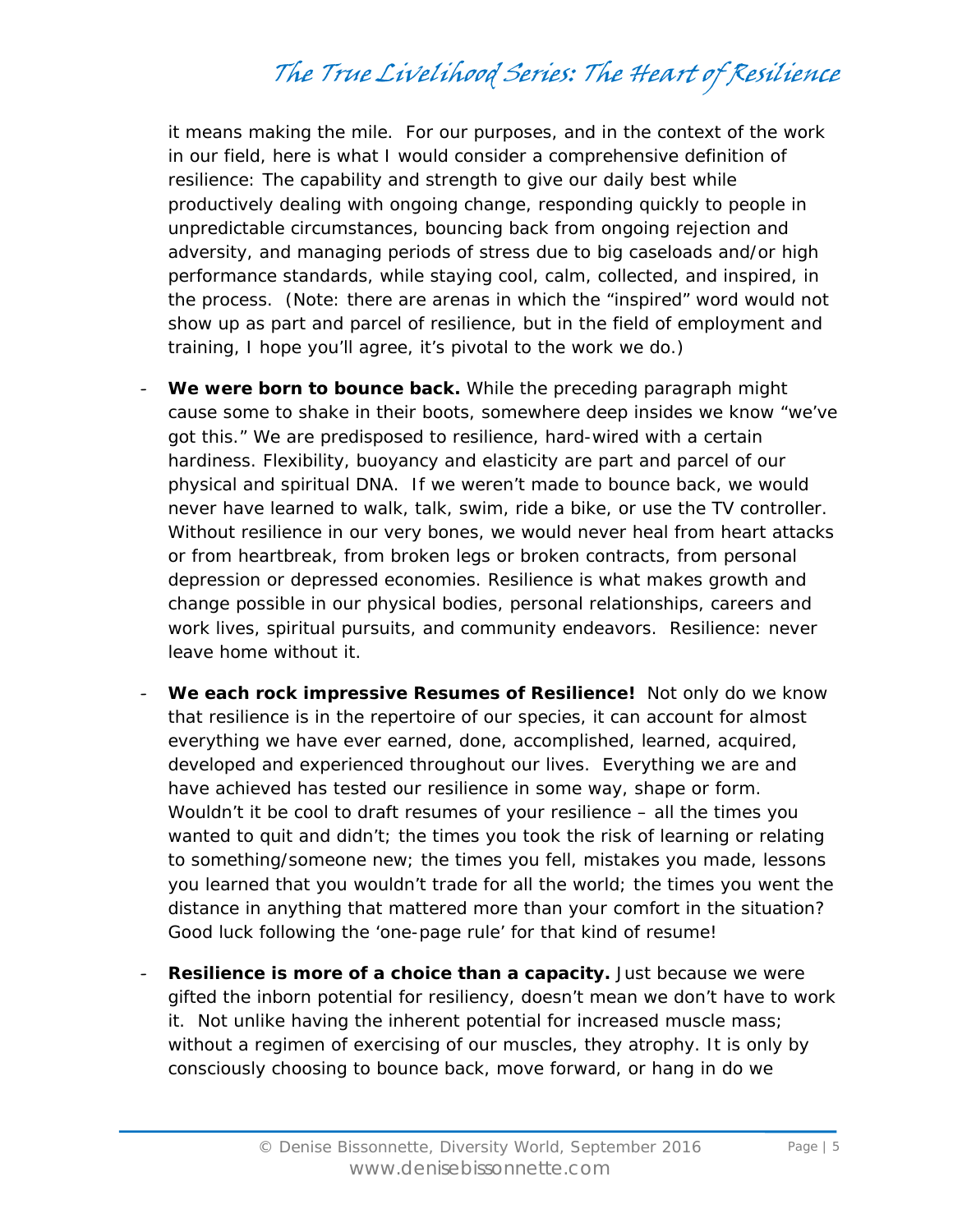it means making the mile. For our purposes, and in the context of the work in our field, here is what I would consider a comprehensive definition of resilience: The capability and strength to give our daily best while productively dealing with ongoing change, responding quickly to people in unpredictable circumstances, bouncing back from ongoing rejection and adversity, and managing periods of stress due to big caseloads and/or high performance standards, while staying cool, calm, collected, and inspired, in the process. (Note: there are arenas in which the "inspired" word would not show up as part and parcel of resilience, but in the field of employment and training, I hope you'll agree, it's pivotal to the work we do.)

- **We were born to bounce back.** While the preceding paragraph might cause some to shake in their boots, somewhere deep insides we know "we've got this." We are predisposed to resilience, hard-wired with a certain hardiness. Flexibility, buoyancy and elasticity are part and parcel of our physical and spiritual DNA. If we weren't made to bounce back, we would never have learned to walk, talk, swim, ride a bike, or use the TV controller. Without resilience in our very bones, we would never heal from heart attacks or from heartbreak, from broken legs or broken contracts, from personal depression or depressed economies. Resilience is what makes growth and change possible in our physical bodies, personal relationships, careers and work lives, spiritual pursuits, and community endeavors. Resilience: never leave home without it.

- **We each rock impressive Resumes of Resilience!** Not only do we know that resilience is in the repertoire of our species, it can account for almost everything we have ever earned, done, accomplished, learned, acquired, developed and experienced throughout our lives. Everything we are and have achieved has tested our resilience in some way, shape or form. Wouldn't it be cool to draft resumes of your resilience – all the times you wanted to quit and didn't; the times you took the risk of learning or relating to something/someone new; the times you fell, mistakes you made, lessons you learned that you wouldn't trade for all the world; the times you went the distance in anything that mattered more than your comfort in the situation? Good luck following the 'one-page rule' for that kind of resume!

- **Resilience is more of a choice than a capacity.** Just because we were gifted the inborn potential for resiliency, doesn't mean we don't have to work it. Not unlike having the inherent potential for increased muscle mass; without a regimen of exercising of our muscles, they atrophy. It is only by consciously choosing to bounce back, move forward, or hang in do we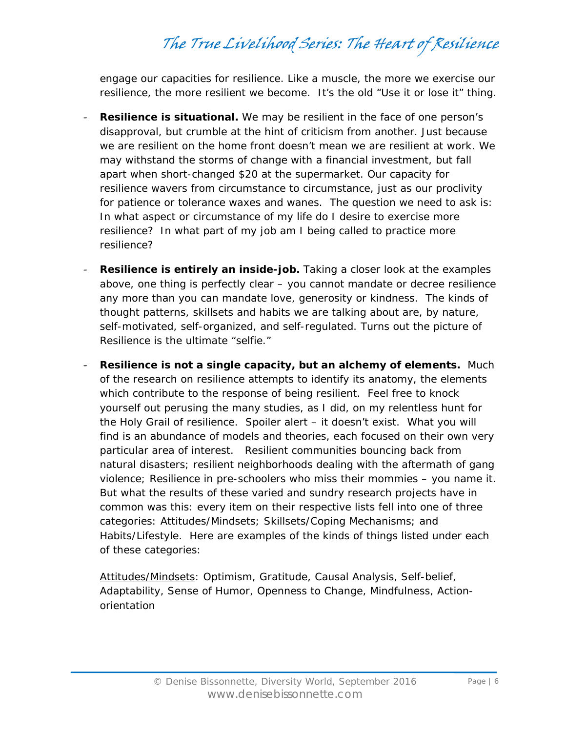engage our capacities for resilience. Like a muscle, the more we exercise our resilience, the more resilient we become. It's the old "Use it or lose it" thing.

- **Resilience is situational.** We may be resilient in the face of one person's disapproval, but crumble at the hint of criticism from another. Just because we are resilient on the home front doesn't mean we are resilient at work. We may withstand the storms of change with a financial investment, but fall apart when short-changed $20 at the supermarket. Our capacity for resilience wavers from circumstance to circumstance, just as our proclivity for patience or tolerance waxes and wanes. The question we need to ask is: In what aspect or circumstance of my life do I desire to exercise more resilience? In what part of my job am I being called to practice more resilience?

- **Resilience is entirely an inside-job.** Taking a closer look at the examples above, one thing is perfectly clear – you cannot mandate or decree resilience any more than you can mandate love, generosity or kindness. The kinds of thought patterns, skillsets and habits we are talking about are, by nature, self-motivated, self-organized, and self-regulated. Turns out the picture of Resilience is the ultimate "selfie."

- **Resilience is not a single capacity, but an alchemy of elements.** Much of the research on resilience attempts to identify its anatomy, the elements which contribute to the response of being resilient. Feel free to knock yourself out perusing the many studies, as I did, on my relentless hunt for the Holy Grail of resilience. Spoiler alert – it doesn't exist. What you will find is an abundance of models and theories, each focused on their own very particular area of interest. Resilient communities bouncing back from natural disasters; resilient neighborhoods dealing with the aftermath of gang violence; Resilience in pre-schoolers who miss their mommies – you name it. But what the results of these varied and sundry research projects have in common was this: every item on their respective lists fell into one of three categories: Attitudes/Mindsets; Skillsets/Coping Mechanisms; and Habits/Lifestyle. Here are examples of the kinds of things listed under each of these categories:

  <u>Attitudes/Mindsets</u>: Optimism, Gratitude, Causal Analysis, Self-belief, Adaptability, Sense of Humor, Openness to Change, Mindfulness, Action-orientation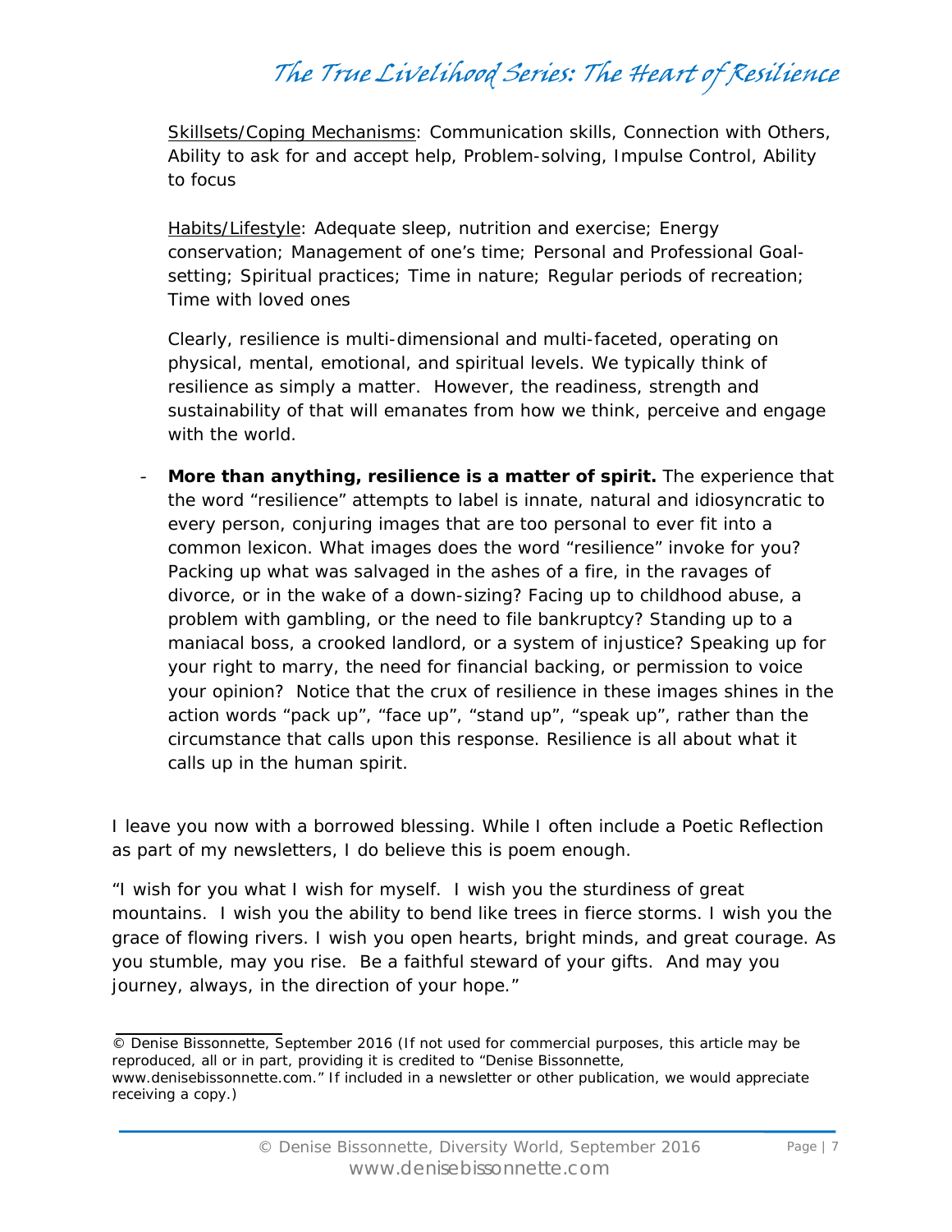<u>Skillsets/Coping Mechanisms</u>: Communication skills, Connection with Others, Ability to ask for and accept help, Problem-solving, Impulse Control, Ability to focus

<u>Habits/Lifestyle</u>: Adequate sleep, nutrition and exercise; Energy conservation; Management of one's time; Personal and Professional Goal-setting; Spiritual practices; Time in nature; Regular periods of recreation; Time with loved ones

Clearly, resilience is multi-dimensional and multi-faceted, operating on physical, mental, emotional, and spiritual levels. We typically think of resilience as simply a matter. However, the readiness, strength and sustainability of that will emanates from how we think, perceive and engage with the world.

- **More than anything, resilience is a matter of spirit.** The experience that the word "resilience" attempts to label is innate, natural and idiosyncratic to every person, conjuring images that are too personal to ever fit into a common lexicon. What images does the word "resilience" invoke for you? Packing up what was salvaged in the ashes of a fire, in the ravages of divorce, or in the wake of a down-sizing? Facing up to childhood abuse, a problem with gambling, or the need to file bankruptcy? Standing up to a maniacal boss, a crooked landlord, or a system of injustice? Speaking up for your right to marry, the need for financial backing, or permission to voice your opinion? Notice that the crux of resilience in these images shines in the action words "pack up", "face up", "stand up", "speak up", rather than the circumstance that calls upon this response. Resilience is all about what it calls up in the human spirit.

I leave you now with a borrowed blessing. While I often include a Poetic Reflection as part of my newsletters, I do believe this is poem enough.

"I wish for you what I wish for myself. I wish you the sturdiness of great mountains. I wish you the ability to bend like trees in fierce storms. I wish you the grace of flowing rivers. I wish you open hearts, bright minds, and great courage. As you stumble, may you rise. Be a faithful steward of your gifts. And may you journey, always, in the direction of your hope."

---

© Denise Bissonnette, September 2016 (If not used for commercial purposes, this article may be reproduced, all or in part, providing it is credited to "Denise Bissonnette, www.denisebissonnette.com." If included in a newsletter or other publication, we would appreciate receiving a copy.)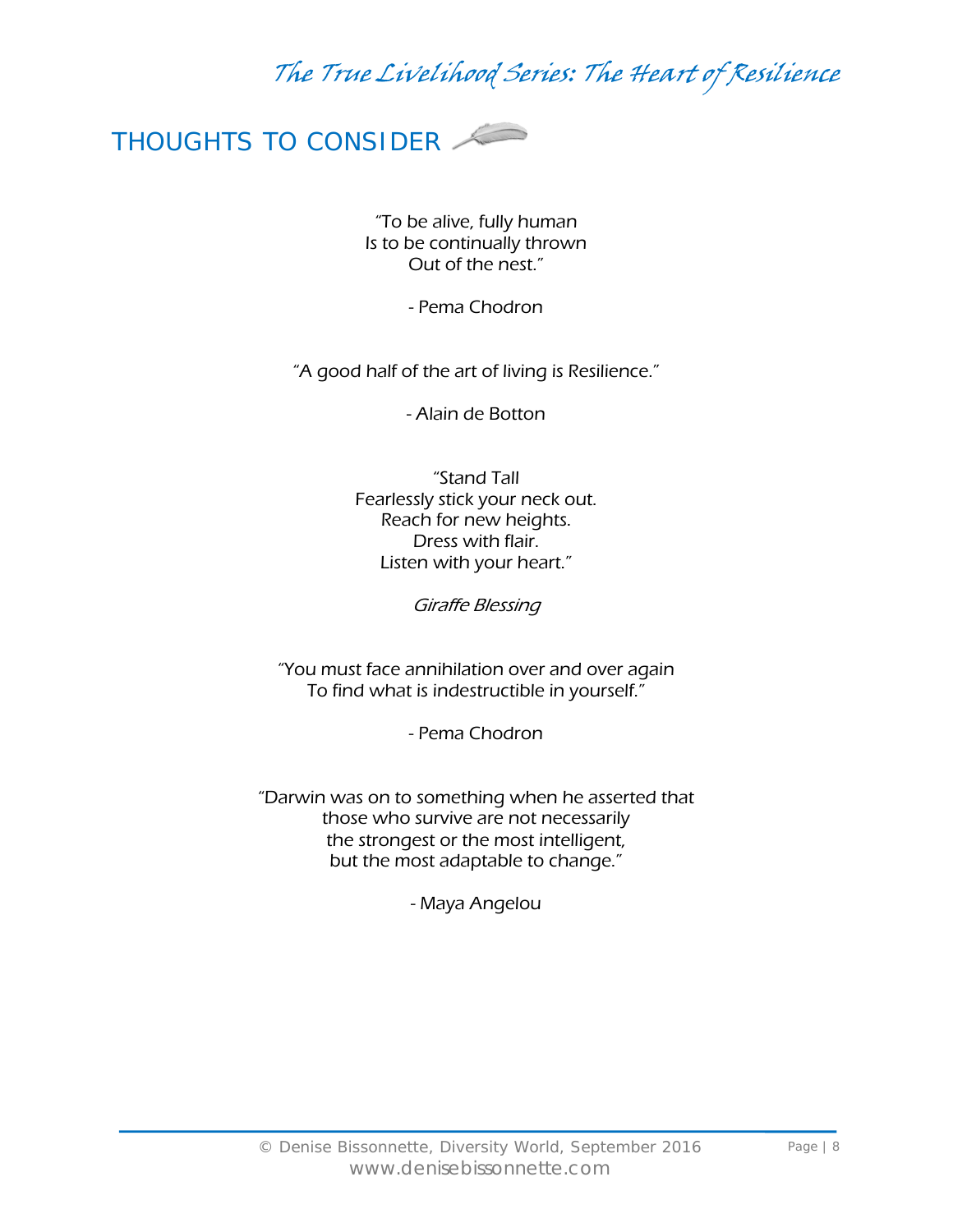## THOUGHTS TO CONSIDER

"To be alive, fully human  
Is to be continually thrown  
Out of the nest."

- Pema Chodron

"A good half of the art of living is Resilience."

- Alain de Botton

"Stand Tall  
Fearlessly stick your neck out.  
Reach for new heights.  
Dress with flair.  
Listen with your heart."

*Giraffe Blessing*

"You must face annihilation over and over again  
To find what is indestructible in yourself."

- Pema Chodron

"Darwin was on to something when he asserted that  
those who survive are not necessarily  
the strongest or the most intelligent,  
but the most adaptable to change."

- Maya Angelou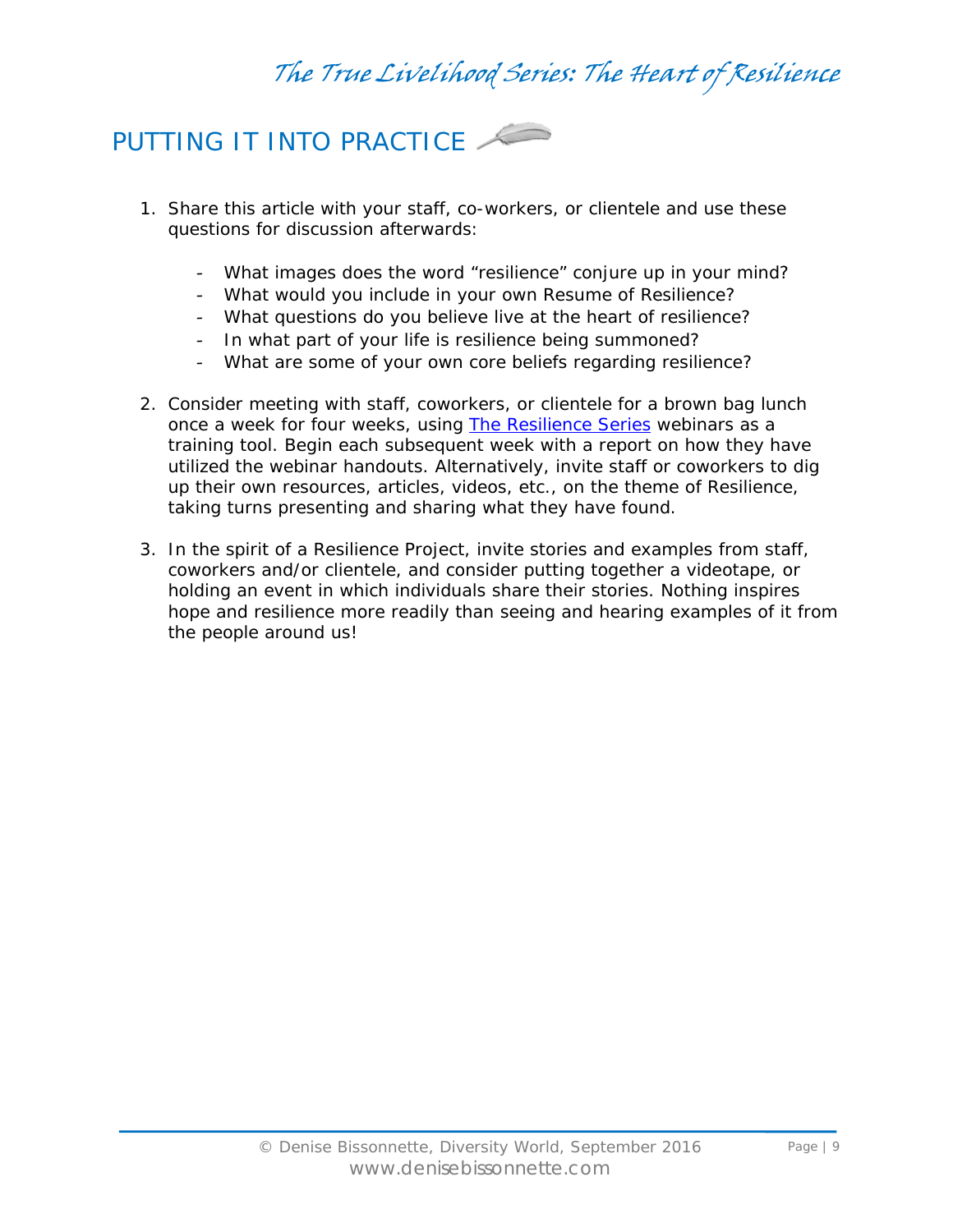## PUTTING IT INTO PRACTICE

1. Share this article with your staff, co-workers, or clientele and use these questions for discussion afterwards:

   - What images does the word "resilience" conjure up in your mind?
   - What would you include in your own Resume of Resilience?
   - What questions do you believe live at the heart of resilience?
   - In what part of your life is resilience being summoned?
   - What are some of your own core beliefs regarding resilience?

2. Consider meeting with staff, coworkers, or clientele for a brown bag lunch once a week for four weeks, using The Resilience Series webinars as a training tool. Begin each subsequent week with a report on how they have utilized the webinar handouts. Alternatively, invite staff or coworkers to dig up their own resources, articles, videos, etc., on the theme of Resilience, taking turns presenting and sharing what they have found.

3. In the spirit of a Resilience Project, invite stories and examples from staff, coworkers and/or clientele, and consider putting together a videotape, or holding an event in which individuals share their stories. Nothing inspires hope and resilience more readily than seeing and hearing examples of it from the people around us!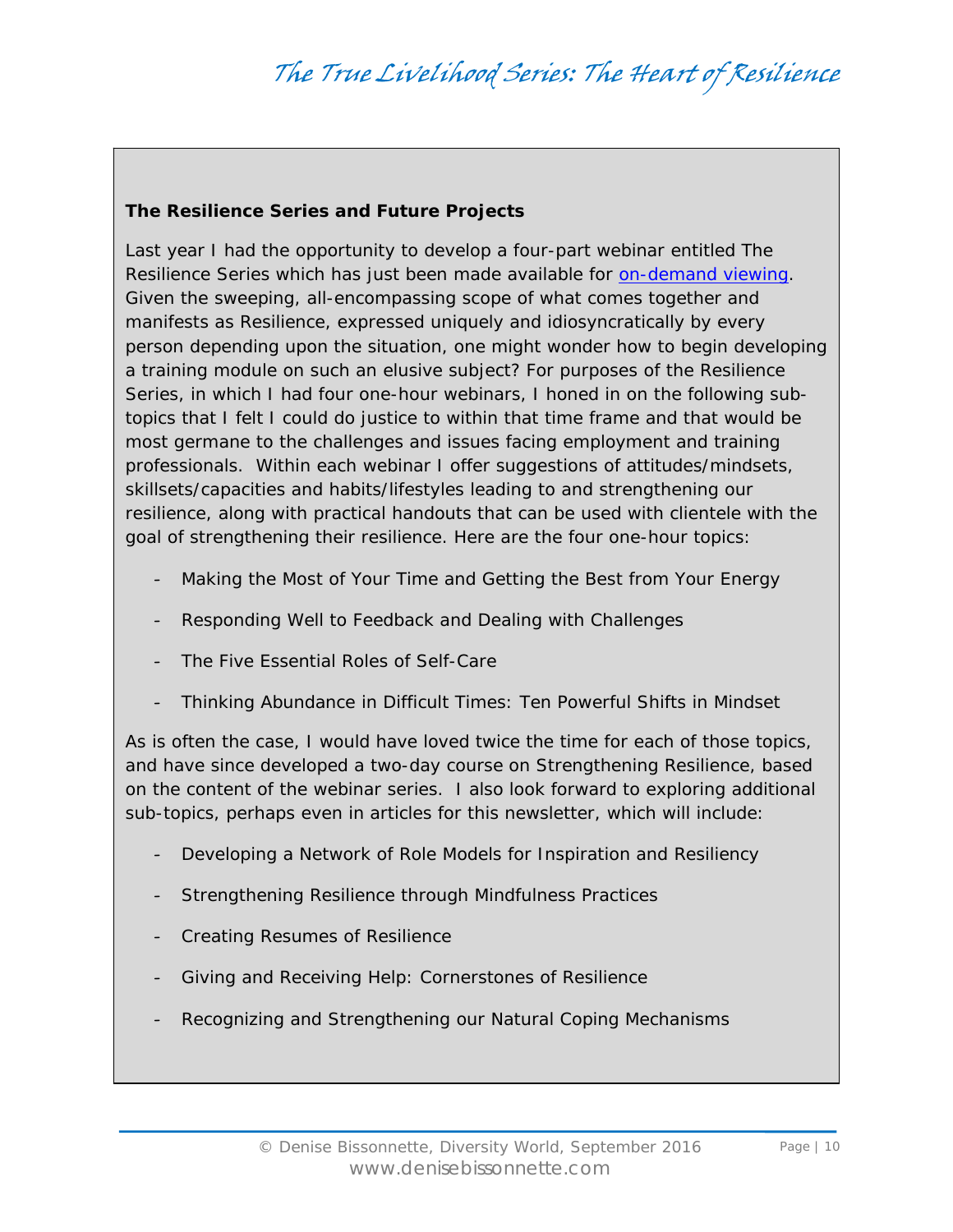### The Resilience Series and Future Projects

Last year I had the opportunity to develop a four-part webinar entitled The Resilience Series which has just been made available for on-demand viewing. Given the sweeping, all-encompassing scope of what comes together and manifests as Resilience, expressed uniquely and idiosyncratically by every person depending upon the situation, one might wonder how to begin developing a training module on such an elusive subject? For purposes of the Resilience Series, in which I had four one-hour webinars, I honed in on the following sub-topics that I felt I could do justice to within that time frame and that would be most germane to the challenges and issues facing employment and training professionals. Within each webinar I offer suggestions of attitudes/mindsets, skillsets/capacities and habits/lifestyles leading to and strengthening our resilience, along with practical handouts that can be used with clientele with the goal of strengthening their resilience. Here are the four one-hour topics:

- Making the Most of Your Time and Getting the Best from Your Energy
- Responding Well to Feedback and Dealing with Challenges
- The Five Essential Roles of Self-Care
- Thinking Abundance in Difficult Times: Ten Powerful Shifts in Mindset

As is often the case, I would have loved twice the time for each of those topics, and have since developed a two-day course on Strengthening Resilience, based on the content of the webinar series. I also look forward to exploring additional sub-topics, perhaps even in articles for this newsletter, which will include:

- Developing a Network of Role Models for Inspiration and Resiliency
- Strengthening Resilience through Mindfulness Practices
- Creating Resumes of Resilience
- Giving and Receiving Help: Cornerstones of Resilience
- Recognizing and Strengthening our Natural Coping Mechanisms